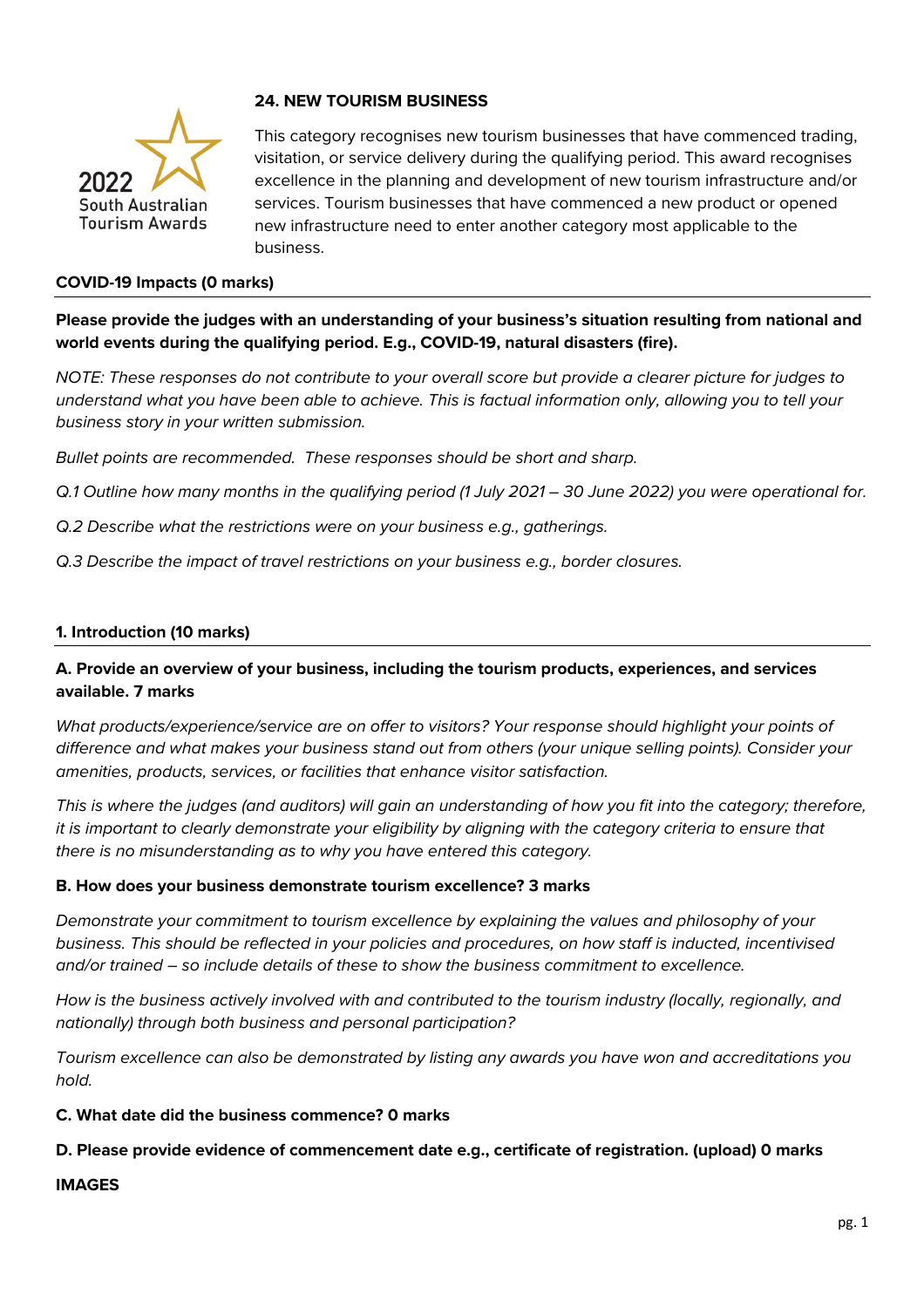2022 South Australian Tourism Awards

## 24. NEW TOURISM BUSINESS

This category recognises new tourism businesses that have commenced trading, visitation, or service delivery during the qualifying period. This award recognises excellence in the planning and development of new tourism infrastructure and/or services. Tourism businesses that have commenced a new product or opened new infrastructure need to enter another category most applicable to the business.

### COVID-19 Impacts (0 marks)

**Please provide the judges with an understanding of your business's situation resulting from national and world events during the qualifying period. E.g., COVID-19, natural disasters (fire).**

*NOTE: These responses do not contribute to your overall score but provide a clearer picture for judges to understand what you have been able to achieve. This is factual information only, allowing you to tell your business story in your written submission.*

*Bullet points are recommended. These responses should be short and sharp.*

*Q.1 Outline how many months in the qualifying period (1 July 2021 – 30 June 2022) you were operational for.*

*Q.2 Describe what the restrictions were on your business e.g., gatherings.*

*Q.3 Describe the impact of travel restrictions on your business e.g., border closures.*

### 1. Introduction (10 marks)

**A. Provide an overview of your business, including the tourism products, experiences, and services available. 7 marks**

*What products/experience/service are on offer to visitors? Your response should highlight your points of difference and what makes your business stand out from others (your unique selling points). Consider your amenities, products, services, or facilities that enhance visitor satisfaction.*

*This is where the judges (and auditors) will gain an understanding of how you fit into the category; therefore, it is important to clearly demonstrate your eligibility by aligning with the category criteria to ensure that there is no misunderstanding as to why you have entered this category.*

**B. How does your business demonstrate tourism excellence? 3 marks**

*Demonstrate your commitment to tourism excellence by explaining the values and philosophy of your business. This should be reflected in your policies and procedures, on how staff is inducted, incentivised and/or trained – so include details of these to show the business commitment to excellence.*

*How is the business actively involved with and contributed to the tourism industry (locally, regionally, and nationally) through both business and personal participation?*

*Tourism excellence can also be demonstrated by listing any awards you have won and accreditations you hold.*

**C. What date did the business commence? 0 marks**

**D. Please provide evidence of commencement date e.g., certificate of registration. (upload) 0 marks**

**IMAGES**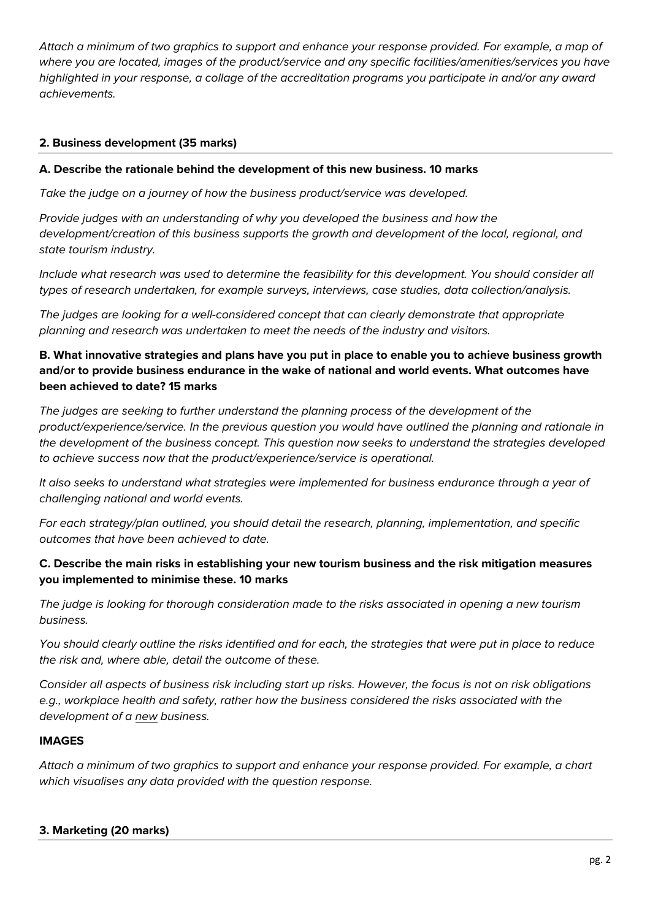*Attach a minimum of two graphics to support and enhance your response provided. For example, a map of where you are located, images of the product/service and any specific facilities/amenities/services you have highlighted in your response, a collage of the accreditation programs you participate in and/or any award achievements.*

## 2. Business development (35 marks)

**A. Describe the rationale behind the development of this new business. 10 marks**

*Take the judge on a journey of how the business product/service was developed.*

*Provide judges with an understanding of why you developed the business and how the development/creation of this business supports the growth and development of the local, regional, and state tourism industry.*

*Include what research was used to determine the feasibility for this development. You should consider all types of research undertaken, for example surveys, interviews, case studies, data collection/analysis.*

*The judges are looking for a well-considered concept that can clearly demonstrate that appropriate planning and research was undertaken to meet the needs of the industry and visitors.*

**B. What innovative strategies and plans have you put in place to enable you to achieve business growth and/or to provide business endurance in the wake of national and world events. What outcomes have been achieved to date? 15 marks**

*The judges are seeking to further understand the planning process of the development of the product/experience/service. In the previous question you would have outlined the planning and rationale in the development of the business concept. This question now seeks to understand the strategies developed to achieve success now that the product/experience/service is operational.*

*It also seeks to understand what strategies were implemented for business endurance through a year of challenging national and world events.*

*For each strategy/plan outlined, you should detail the research, planning, implementation, and specific outcomes that have been achieved to date.*

**C. Describe the main risks in establishing your new tourism business and the risk mitigation measures you implemented to minimise these. 10 marks**

*The judge is looking for thorough consideration made to the risks associated in opening a new tourism business.*

*You should clearly outline the risks identified and for each, the strategies that were put in place to reduce the risk and, where able, detail the outcome of these.*

*Consider all aspects of business risk including start up risks. However, the focus is not on risk obligations e.g., workplace health and safety, rather how the business considered the risks associated with the development of a new business.*

**IMAGES**

*Attach a minimum of two graphics to support and enhance your response provided. For example, a chart which visualises any data provided with the question response.*

## 3. Marketing (20 marks)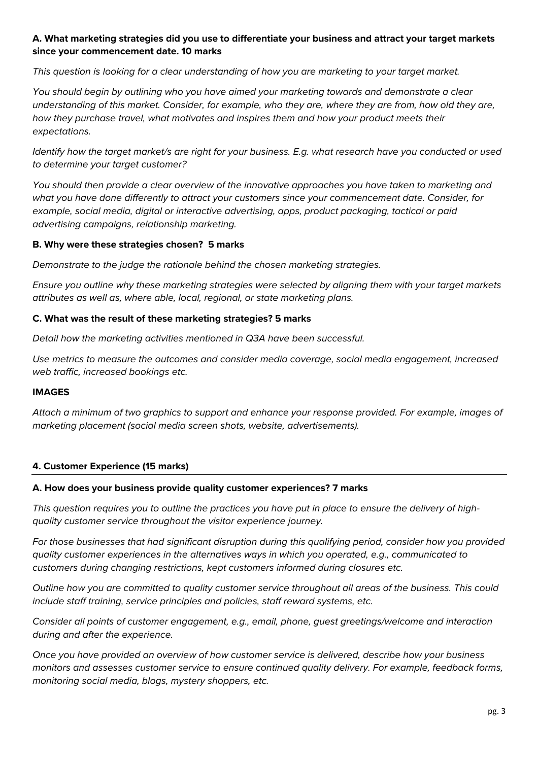**A. What marketing strategies did you use to differentiate your business and attract your target markets since your commencement date. 10 marks**

*This question is looking for a clear understanding of how you are marketing to your target market.*

*You should begin by outlining who you have aimed your marketing towards and demonstrate a clear understanding of this market. Consider, for example, who they are, where they are from, how old they are, how they purchase travel, what motivates and inspires them and how your product meets their expectations.*

*Identify how the target market/s are right for your business. E.g. what research have you conducted or used to determine your target customer?*

*You should then provide a clear overview of the innovative approaches you have taken to marketing and what you have done differently to attract your customers since your commencement date. Consider, for example, social media, digital or interactive advertising, apps, product packaging, tactical or paid advertising campaigns, relationship marketing.*

**B. Why were these strategies chosen? 5 marks**

*Demonstrate to the judge the rationale behind the chosen marketing strategies.*

*Ensure you outline why these marketing strategies were selected by aligning them with your target markets attributes as well as, where able, local, regional, or state marketing plans.*

**C. What was the result of these marketing strategies? 5 marks**

*Detail how the marketing activities mentioned in Q3A have been successful.*

*Use metrics to measure the outcomes and consider media coverage, social media engagement, increased web traffic, increased bookings etc.*

**IMAGES**

*Attach a minimum of two graphics to support and enhance your response provided. For example, images of marketing placement (social media screen shots, website, advertisements).*

## 4. Customer Experience (15 marks)

**A. How does your business provide quality customer experiences? 7 marks**

*This question requires you to outline the practices you have put in place to ensure the delivery of high-quality customer service throughout the visitor experience journey.*

*For those businesses that had significant disruption during this qualifying period, consider how you provided quality customer experiences in the alternatives ways in which you operated, e.g., communicated to customers during changing restrictions, kept customers informed during closures etc.*

*Outline how you are committed to quality customer service throughout all areas of the business. This could include staff training, service principles and policies, staff reward systems, etc.*

*Consider all points of customer engagement, e.g., email, phone, guest greetings/welcome and interaction during and after the experience.*

*Once you have provided an overview of how customer service is delivered, describe how your business monitors and assesses customer service to ensure continued quality delivery. For example, feedback forms, monitoring social media, blogs, mystery shoppers, etc.*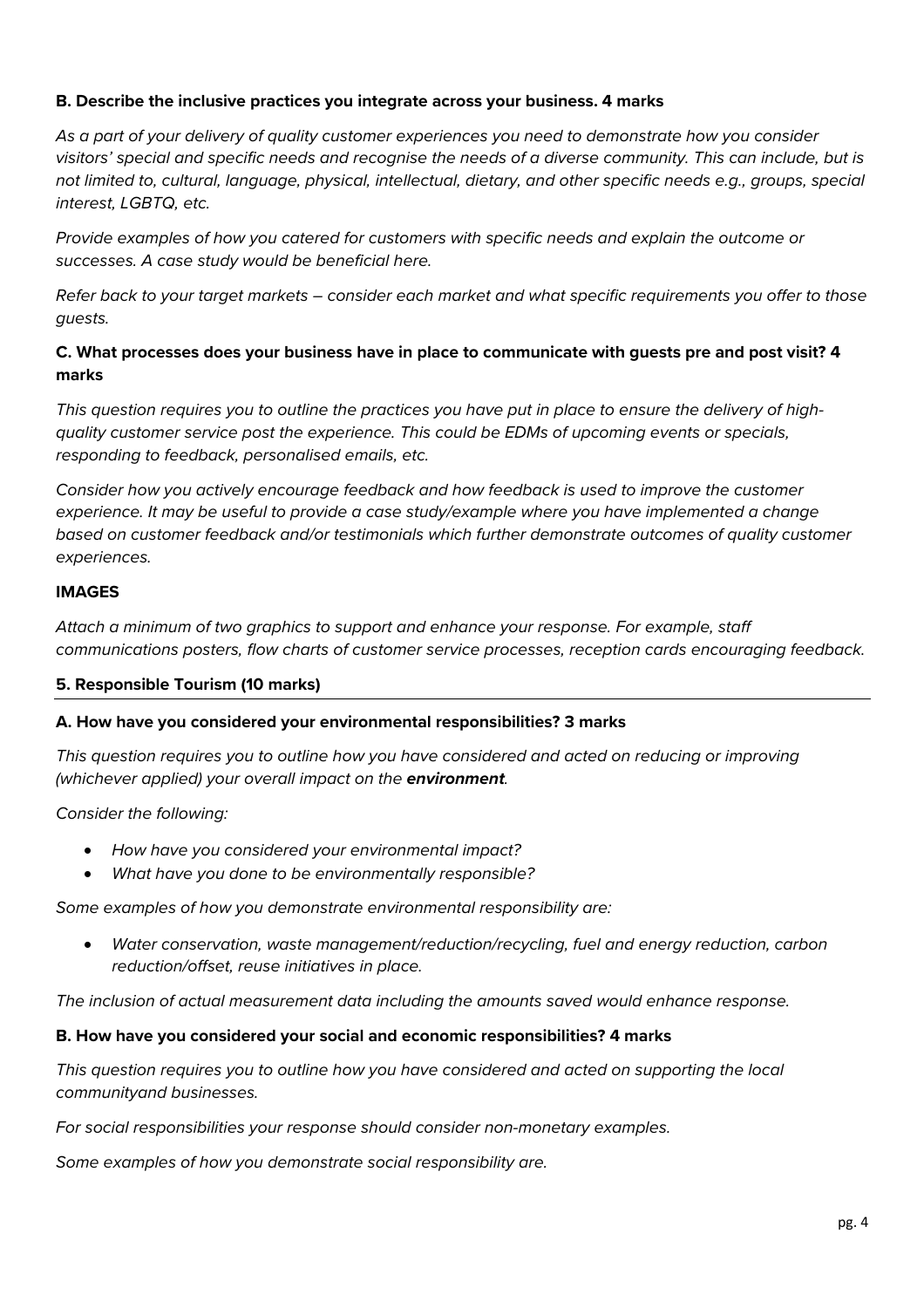**B. Describe the inclusive practices you integrate across your business. 4 marks**

*As a part of your delivery of quality customer experiences you need to demonstrate how you consider visitors' special and specific needs and recognise the needs of a diverse community. This can include, but is not limited to, cultural, language, physical, intellectual, dietary, and other specific needs e.g., groups, special interest, LGBTQ, etc.*

*Provide examples of how you catered for customers with specific needs and explain the outcome or successes. A case study would be beneficial here.*

*Refer back to your target markets – consider each market and what specific requirements you offer to those guests.*

**C. What processes does your business have in place to communicate with guests pre and post visit? 4 marks**

*This question requires you to outline the practices you have put in place to ensure the delivery of high-quality customer service post the experience. This could be EDMs of upcoming events or specials, responding to feedback, personalised emails, etc.*

*Consider how you actively encourage feedback and how feedback is used to improve the customer experience. It may be useful to provide a case study/example where you have implemented a change based on customer feedback and/or testimonials which further demonstrate outcomes of quality customer experiences.*

**IMAGES**

*Attach a minimum of two graphics to support and enhance your response. For example, staff communications posters, flow charts of customer service processes, reception cards encouraging feedback.*

## 5. Responsible Tourism (10 marks)

**A. How have you considered your environmental responsibilities? 3 marks**

*This question requires you to outline how you have considered and acted on reducing or improving (whichever applied) your overall impact on the* ***environment****.*

*Consider the following:*

- *How have you considered your environmental impact?*
- *What have you done to be environmentally responsible?*

*Some examples of how you demonstrate environmental responsibility are:*

- *Water conservation, waste management/reduction/recycling, fuel and energy reduction, carbon reduction/offset, reuse initiatives in place.*

*The inclusion of actual measurement data including the amounts saved would enhance response.*

**B. How have you considered your social and economic responsibilities? 4 marks**

*This question requires you to outline how you have considered and acted on supporting the local communityand businesses.*

*For social responsibilities your response should consider non-monetary examples.*

*Some examples of how you demonstrate social responsibility are.*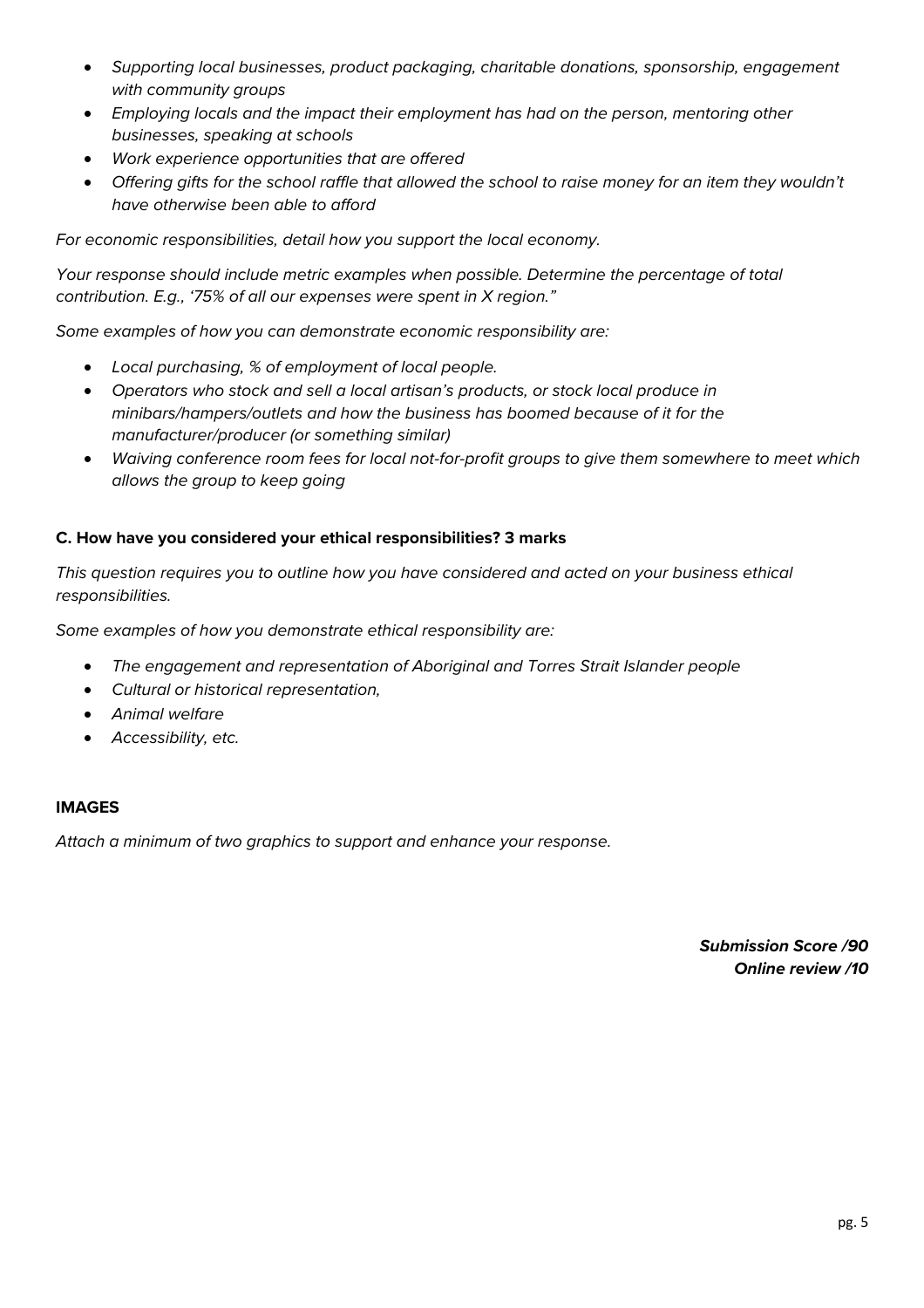- *Supporting local businesses, product packaging, charitable donations, sponsorship, engagement with community groups*
- *Employing locals and the impact their employment has had on the person, mentoring other businesses, speaking at schools*
- *Work experience opportunities that are offered*
- *Offering gifts for the school raffle that allowed the school to raise money for an item they wouldn't have otherwise been able to afford*

*For economic responsibilities, detail how you support the local economy.*

*Your response should include metric examples when possible. Determine the percentage of total contribution. E.g., '75% of all our expenses were spent in X region."*

*Some examples of how you can demonstrate economic responsibility are:*

- *Local purchasing, % of employment of local people.*
- *Operators who stock and sell a local artisan's products, or stock local produce in minibars/hampers/outlets and how the business has boomed because of it for the manufacturer/producer (or something similar)*
- *Waiving conference room fees for local not-for-profit groups to give them somewhere to meet which allows the group to keep going*

**C. How have you considered your ethical responsibilities? 3 marks**

*This question requires you to outline how you have considered and acted on your business ethical responsibilities.*

*Some examples of how you demonstrate ethical responsibility are:*

- *The engagement and representation of Aboriginal and Torres Strait Islander people*
- *Cultural or historical representation,*
- *Animal welfare*
- *Accessibility, etc.*

**IMAGES**

*Attach a minimum of two graphics to support and enhance your response.*

***Submission Score /90***
***Online review /10***